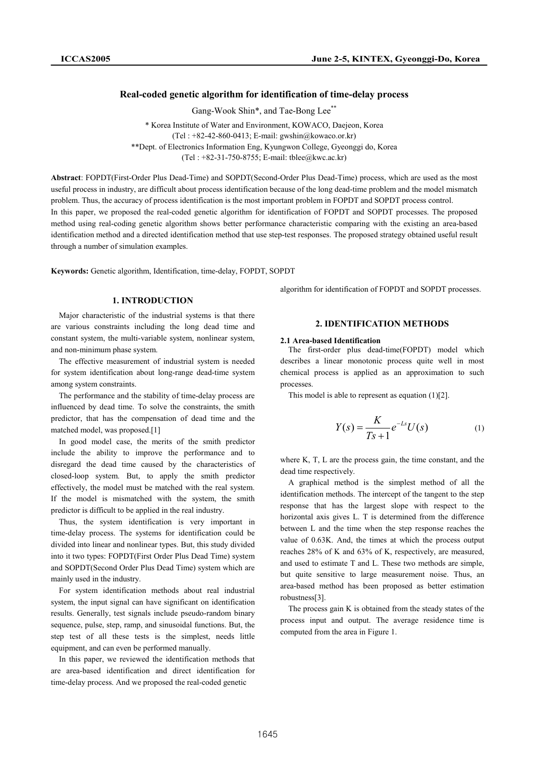# Real-coded genetic algorithm for identification of time-delay process

Gang-Wook Shin*, and Tae-Bong Lee**

\* Korea Institute of Water and Environment, KOWACO, Daejeon, Korea
(Tel : +82-42-860-0413; E-mail: gwshin@kowaco.or.kr)

\*\*Dept. of Electronics Information Eng, Kyungwon College, Gyeonggi do, Korea
(Tel : +82-31-750-8755; E-mail: tblee@kwc.ac.kr)

**Abstract**: FOPDT(First-Order Plus Dead-Time) and SOPDT(Second-Order Plus Dead-Time) process, which are used as the most useful process in industry, are difficult about process identification because of the long dead-time problem and the model mismatch problem. Thus, the accuracy of process identification is the most important problem in FOPDT and SOPDT process control.
In this paper, we proposed the real-coded genetic algorithm for identification of FOPDT and SOPDT processes. The proposed method using real-coding genetic algorithm shows better performance characteristic comparing with the existing an area-based identification method and a directed identification method that use step-test responses. The proposed strategy obtained useful result through a number of simulation examples.

**Keywords:** Genetic algorithm, Identification, time-delay, FOPDT, SOPDT

## 1. INTRODUCTION

Major characteristic of the industrial systems is that there are various constraints including the long dead time and constant system, the multi-variable system, nonlinear system, and non-minimum phase system.

The effective measurement of industrial system is needed for system identification about long-range dead-time system among system constraints.

The performance and the stability of time-delay process are influenced by dead time. To solve the constraints, the smith predictor, that has the compensation of dead time and the matched model, was proposed.[1]

In good model case, the merits of the smith predictor include the ability to improve the performance and to disregard the dead time caused by the characteristics of closed-loop system. But, to apply the smith predictor effectively, the model must be matched with the real system. If the model is mismatched with the system, the smith predictor is difficult to be applied in the real industry.

Thus, the system identification is very important in time-delay process. The systems for identification could be divided into linear and nonlinear types. But, this study divided into it two types: FOPDT(First Order Plus Dead Time) system and SOPDT(Second Order Plus Dead Time) system which are mainly used in the industry.

For system identification methods about real industrial system, the input signal can have significant on identification results. Generally, test signals include pseudo-random binary sequence, pulse, step, ramp, and sinusoidal functions. But, the step test of all these tests is the simplest, needs little equipment, and can even be performed manually.

In this paper, we reviewed the identification methods that are area-based identification and direct identification for time-delay process. And we proposed the real-coded genetic algorithm for identification of FOPDT and SOPDT processes.

## 2. IDENTIFICATION METHODS

### 2.1 Area-based Identification

The first-order plus dead-time(FOPDT) model which describes a linear monotonic process quite well in most chemical process is applied as an approximation to such processes.

This model is able to represent as equation (1)[2].

$$Y(s) = \frac{K}{Ts+1} e^{-Ls} U(s) \tag{1}$$

where K, T, L are the process gain, the time constant, and the dead time respectively.

A graphical method is the simplest method of all the identification methods. The intercept of the tangent to the step response that has the largest slope with respect to the horizontal axis gives L. T is determined from the difference between L and the time when the step response reaches the value of 0.63K. And, the times at which the process output reaches 28% of K and 63% of K, respectively, are measured, and used to estimate T and L. These two methods are simple, but quite sensitive to large measurement noise. Thus, an area-based method has been proposed as better estimation robustness[3].

The process gain K is obtained from the steady states of the process input and output. The average residence time is computed from the area in Figure 1.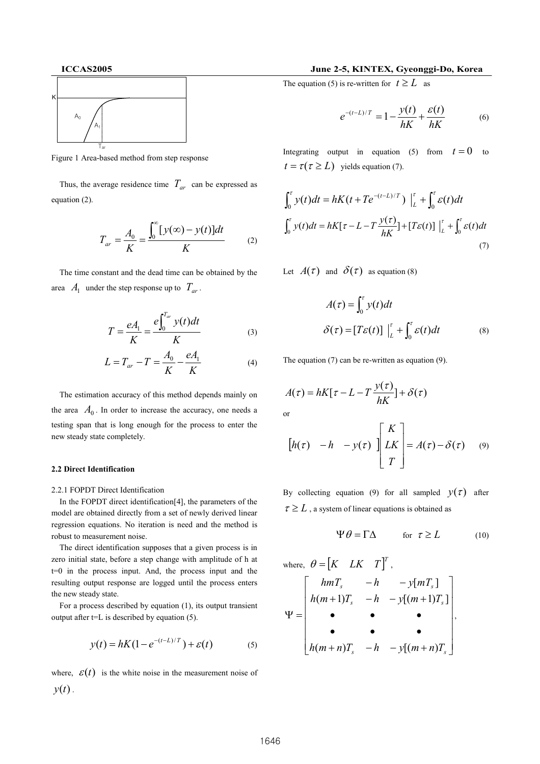Figure 1 Area-based method from step response

Thus, the average residence time $T_{ar}$ can be expressed as equation (2).

$$T_{ar} = \frac{A_0}{K} = \frac{\int_0^{\infty}[y(\infty) - y(t)]dt}{K} \tag{2}$$

The time constant and the dead time can be obtained by the area $A_1$ under the step response up to $T_{ar}$.

$$T = \frac{eA_1}{K} = \frac{e\int_0^{T_{ar}} y(t)dt}{K} \tag{3}$$

$$L = T_{ar} - T = \frac{A_0}{K} - \frac{eA_1}{K} \tag{4}$$

The estimation accuracy of this method depends mainly on the area $A_0$. In order to increase the accuracy, one needs a testing span that is long enough for the process to enter the new steady state completely.

### 2.2 Direct Identification

#### 2.2.1 FOPDT Direct Identification

In the FOPDT direct identification[4], the parameters of the model are obtained directly from a set of newly derived linear regression equations. No iteration is need and the method is robust to measurement noise.

The direct identification supposes that a given process is in zero initial state, before a step change with amplitude of h at t=0 in the process input. And, the process input and the resulting output response are logged until the process enters the new steady state.

For a process described by equation (1), its output transient output after t=L is described by equation (5).

$$y(t) = hK(1 - e^{-(t-L)/T}) + \varepsilon(t) \tag{5}$$

where, $\varepsilon(t)$ is the white noise in the measurement noise of $y(t)$.

The equation (5) is re-written for $t \geq L$ as

$$e^{-(t-L)/T} = 1 - \frac{y(t)}{hK} + \frac{\varepsilon(t)}{hK} \tag{6}$$

Integrating output in equation (5) from $t = 0$ to $t = \tau(\tau \geq L)$ yields equation (7).

$$\begin{aligned}
\int_0^{\tau} y(t)dt &= hK(t + Te^{-(t-L)/T}) \Big|_L^{\tau} + \int_0^{\tau} \varepsilon(t)dt \\
\int_0^{\tau} y(t)dt &= hK[\tau - L - T\frac{y(\tau)}{hK}] + [T\varepsilon(t)] \Big|_L^{\tau} + \int_0^{\tau} \varepsilon(t)dt
\end{aligned} \tag{7}$$

Let $A(\tau)$ and $\delta(\tau)$ as equation (8)

$$\begin{aligned}
A(\tau) &= \int_0^{\tau} y(t)dt \\
\delta(\tau) &= [T\varepsilon(t)] \Big|_L^{\tau} + \int_0^{\tau} \varepsilon(t)dt
\end{aligned} \tag{8}$$

The equation (7) can be re-written as equation (9).

$$A(\tau) = hK[\tau - L - T\frac{y(\tau)}{hK}] + \delta(\tau)$$

or

$$\begin{bmatrix} h(\tau) & -h & -y(\tau) \end{bmatrix} \begin{bmatrix} K \\ LK \\ T \end{bmatrix} = A(\tau) - \delta(\tau) \tag{9}$$

By collecting equation (9) for all sampled $y(\tau)$ after $\tau \geq L$, a system of linear equations is obtained as

$$\Psi\theta = \Gamma\Delta \qquad \text{for } \tau \geq L \tag{10}$$

where, $\theta = \begin{bmatrix} K & LK & T \end{bmatrix}^T$,

$$\Psi = \begin{bmatrix} hmT_s & -h & -y[mT_s] \\ h(m+1)T_s & -h & -y[(m+1)T_s] \\ \bullet & \bullet & \bullet \\ \bullet & \bullet & \bullet \\ h(m+n)T_s & -h & -y[(m+n)T_s] \end{bmatrix},$$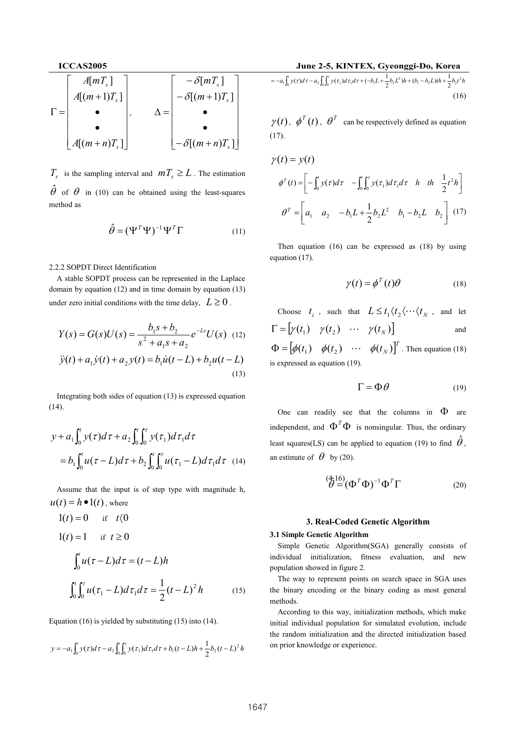$$\Gamma = \begin{bmatrix} A[mT_s] \\ A[(m+1)T_s] \\ \bullet \\ \bullet \\ A[(m+n)T_s] \end{bmatrix}, \qquad \Delta = \begin{bmatrix} -\delta[mT_s] \\ -\delta[(m+1)T_s] \\ \bullet \\ \bullet \\ -\delta[(m+n)T_s] \end{bmatrix}$$

$T_s$ is the sampling interval and $mT_s \geq L$. The estimation $\hat{\theta}$ of $\theta$ in (10) can be obtained using the least-squares method as

$$\hat{\theta} = (\Psi^T \Psi)^{-1} \Psi^T \Gamma \tag{11}$$

2.2.2 SOPDT Direct Identification

A stable SOPDT process can be represented in the Laplace domain by equation (12) and in time domain by equation (13) under zero initial conditions with the time delay, $L \geq 0$.

$$Y(s) = G(s)U(s) = \frac{b_1 s + b_2}{s^2 + a_1 s + a_2} e^{-Ls} U(s) \tag{12}$$

$$\ddot{y}(t) + a_1 \dot{y}(t) + a_2 y(t) = b_1 \dot{u}(t-L) + b_2 u(t-L) \tag{13}$$

Integrating both sides of equation (13) is expressed equation (14).

$$y + a_1 \int_0^t y(\tau)d\tau + a_2 \int_0^t \int_0^\tau y(\tau_1)d\tau_1 d\tau = b_1 \int_0^t u(\tau - L)d\tau + b_2 \int_0^t \int_0^\tau u(\tau_1 - L)d\tau_1 d\tau \tag{14}$$

Assume that the input is of step type with magnitude h, $u(t) = h \bullet 1(t)$, where

$1(t) = 0$ if $t \langle 0$

$1(t) = 1$ if $t \geq 0$

$$\int_0^t u(\tau - L)d\tau = (t - L)h$$

$$\int_0^t \int_0^\tau u(\tau_1 - L)d\tau_1 d\tau = \frac{1}{2}(t-L)^2 h \tag{15}$$

Equation (16) is yielded by substituting (15) into (14).

$$y = -a_1 \int_0^t y(\tau)d\tau - a_2 \int_0^t \int_0^\tau y(\tau_1)d\tau_1 d\tau + b_1(t-L)h + \frac{1}{2}b_2(t-L)^2 h$$

$$= -a_1 \int_0^t y(\tau)d\tau - a_2 \int_0^t \int_0^\tau y(\tau_1)d\tau_1 d\tau + (-b_1 L + \frac{1}{2}b_2 L^2)h + (b_1 - b_2 L)th + \frac{1}{2}b_2 t^2 h \tag{16}$$

$\gamma(t)$, $\phi^T(t)$, $\theta^T$ can be respectively defined as equation (17).

$$\gamma(t) = y(t)$$

$$\phi^T(t) = \left[ -\int_0^t y(\tau)d\tau \quad -\int_0^t \int_0^\tau y(\tau_1)d\tau_1 d\tau \quad h \quad th \quad \frac{1}{2}t^2 h \right]$$

$$\theta^T = \left[ a_1 \quad a_2 \quad -b_1 L + \frac{1}{2}b_2 L^2 \quad b_1 - b_2 L \quad b_2 \right] \tag{17}$$

Then equation (16) can be expressed as (18) by using equation (17).

$$\gamma(t) = \phi^T(t)\theta \tag{18}$$

Choose $t_i$, such that $L \leq t_1 \langle t_2 \langle \cdots \langle t_N$, and let $\Gamma = [\gamma(t_1) \quad \gamma(t_2) \quad \cdots \quad \gamma(t_N)]$ and $\Phi = [\phi(t_1) \quad \phi(t_2) \quad \cdots \quad \phi(t_N)]^T$. Then equation (18) is expressed as equation (19).

$$\Gamma = \Phi\theta \tag{19}$$

One can readily see that the columns in $\Phi$ are independent, and $\Phi^T \Phi$ is nonsingular. Thus, the ordinary least squares(LS) can be applied to equation (19) to find $\hat{\theta}$, an estimate of $\theta$ by (20).

$$\hat{\theta} = (\Phi^T \Phi)^{-1} \Phi^T \Gamma \tag{20}$$

## 3. Real-Coded Genetic Algorithm

### 3.1 Simple Genetic Algorithm

Simple Genetic Algorithm(SGA) generally consists of individual initialization, fitness evaluation, and new population showed in figure 2.

The way to represent points on search space in SGA uses the binary encoding or the binary coding as most general methods.

According to this way, initialization methods, which make initial individual population for simulated evolution, include the random initialization and the directed initialization based on prior knowledge or experience.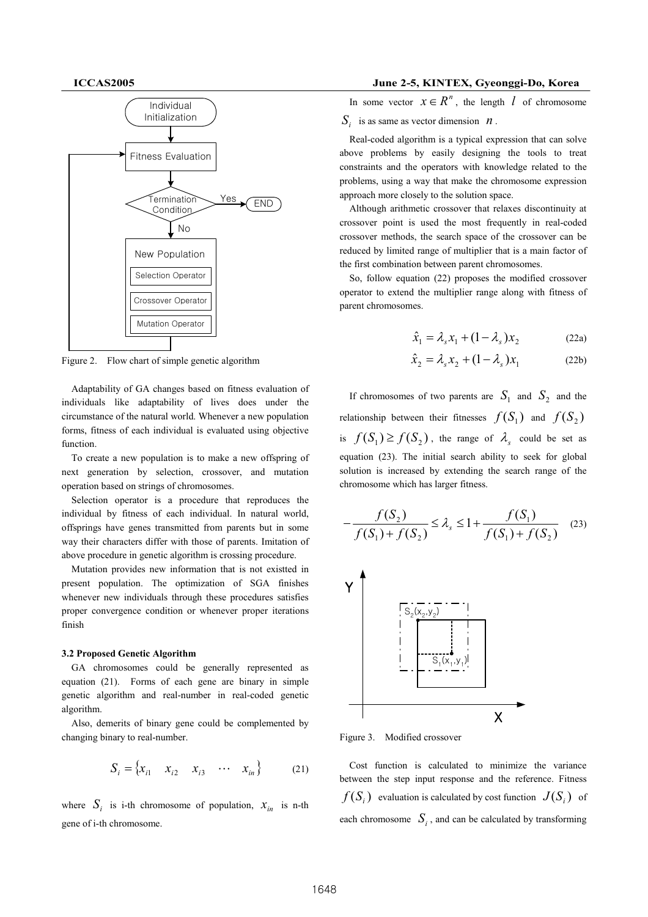Figure 2. Flow chart of simple genetic algorithm

Adaptability of GA changes based on fitness evaluation of individuals like adaptability of lives does under the circumstance of the natural world. Whenever a new population forms, fitness of each individual is evaluated using objective function.

To create a new population is to make a new offspring of next generation by selection, crossover, and mutation operation based on strings of chromosomes.

Selection operator is a procedure that reproduces the individual by fitness of each individual. In natural world, offsprings have genes transmitted from parents but in some way their characters differ with those of parents. Imitation of above procedure in genetic algorithm is crossing procedure.

Mutation provides new information that is not existted in present population. The optimization of SGA finishes whenever new individuals through these procedures satisfies proper convergence condition or whenever proper iterations finish

### 3.2 Proposed Genetic Algorithm

GA chromosomes could be generally represented as equation (21). Forms of each gene are binary in simple genetic algorithm and real-number in real-coded genetic algorithm.

Also, demerits of binary gene could be complemented by changing binary to real-number.

$$S_i = \{x_{i1} \quad x_{i2} \quad x_{i3} \quad \cdots \quad x_{in}\} \tag{21}$$

where $S_i$ is i-th chromosome of population, $x_{in}$ is n-th gene of i-th chromosome.

In some vector $x \in R^n$, the length $l$ of chromosome $S_i$ is as same as vector dimension $n$.

Real-coded algorithm is a typical expression that can solve above problems by easily designing the tools to treat constraints and the operators with knowledge related to the problems, using a way that make the chromosome expression approach more closely to the solution space.

Although arithmetic crossover that relaxes discontinuity at crossover point is used the most frequently in real-coded crossover methods, the search space of the crossover can be reduced by limited range of multiplier that is a main factor of the first combination between parent chromosomes.

So, follow equation (22) proposes the modified crossover operator to extend the multiplier range along with fitness of parent chromosomes.

$$\hat{x}_1 = \lambda_s x_1 + (1 - \lambda_s) x_2 \tag{22a}$$

$$\hat{x}_2 = \lambda_s x_2 + (1 - \lambda_s) x_1 \tag{22b}$$

If chromosomes of two parents are $S_1$ and $S_2$ and the relationship between their fitnesses $f(S_1)$ and $f(S_2)$ is $f(S_1) \geq f(S_2)$, the range of $\lambda_s$ could be set as equation (23). The initial search ability to seek for global solution is increased by extending the search range of the chromosome which has larger fitness.

$$-\frac{f(S_2)}{f(S_1) + f(S_2)} \leq \lambda_s \leq 1 + \frac{f(S_1)}{f(S_1) + f(S_2)} \tag{23}$$

Figure 3. Modified crossover

Cost function is calculated to minimize the variance between the step input response and the reference. Fitness $f(S_i)$ evaluation is calculated by cost function $J(S_i)$ of each chromosome $S_i$, and can be calculated by transforming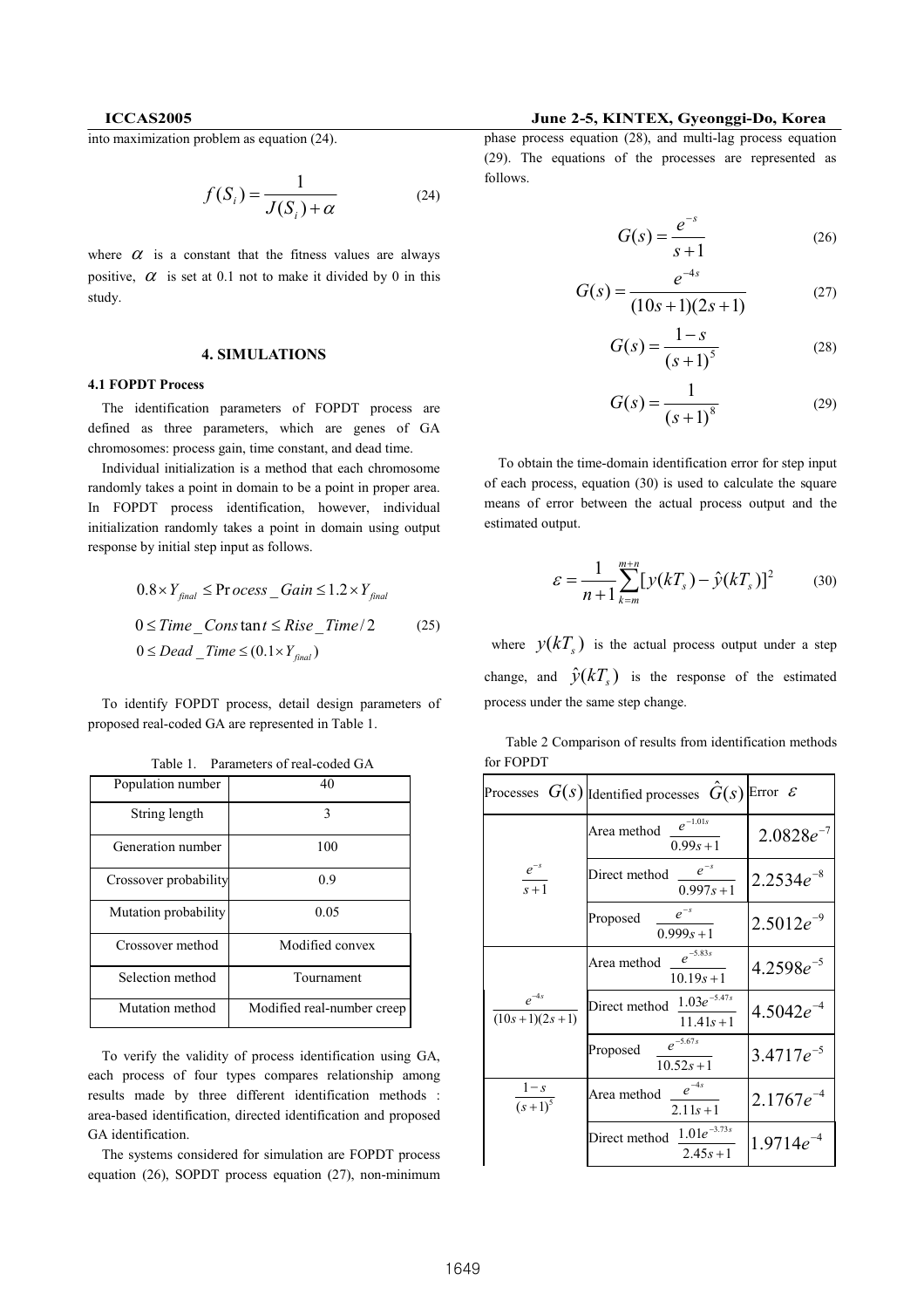into maximization problem as equation (24).

$$f(S_i) = \frac{1}{J(S_i) + \alpha} \tag{24}$$

where $\alpha$ is a constant that the fitness values are always positive, $\alpha$ is set at 0.1 not to make it divided by 0 in this study.

## 4. SIMULATIONS

### 4.1 FOPDT Process

The identification parameters of FOPDT process are defined as three parameters, which are genes of GA chromosomes: process gain, time constant, and dead time.

Individual initialization is a method that each chromosome randomly takes a point in domain to be a point in proper area. In FOPDT process identification, however, individual initialization randomly takes a point in domain using output response by initial step input as follows.

$$\begin{aligned} &0.8 \times Y_{final} \le Process\_Gain \le 1.2 \times Y_{final} \\ &0 \le Time\_Constant \le Rise\_Time/2 \\ &0 \le Dead\_Time \le (0.1 \times Y_{final}) \end{aligned} \tag{25}$$

To identify FOPDT process, detail design parameters of proposed real-coded GA are represented in Table 1.

Table 1. Parameters of real-coded GA

| Population number | 40 |
|---|---|
| String length | 3 |
| Generation number | 100 |
| Crossover probability | 0.9 |
| Mutation probability | 0.05 |
| Crossover method | Modified convex |
| Selection method | Tournament |
| Mutation method | Modified real-number creep |

To verify the validity of process identification using GA, each process of four types compares relationship among results made by three different identification methods : area-based identification, directed identification and proposed GA identification.

The systems considered for simulation are FOPDT process equation (26), SOPDT process equation (27), non-minimum phase process equation (28), and multi-lag process equation (29). The equations of the processes are represented as follows.

$$G(s) = \frac{e^{-s}}{s+1} \tag{26}$$

$$G(s) = \frac{e^{-4s}}{(10s+1)(2s+1)} \tag{27}$$

$$G(s) = \frac{1-s}{(s+1)^5} \tag{28}$$

$$G(s) = \frac{1}{(s+1)^8} \tag{29}$$

To obtain the time-domain identification error for step input of each process, equation (30) is used to calculate the square means of error between the actual process output and the estimated output.

$$\varepsilon = \frac{1}{n+1} \sum_{k=m}^{m+n} [y(kT_s) - \hat{y}(kT_s)]^2 \tag{30}$$

where $y(kT_s)$ is the actual process output under a step change, and $\hat{y}(kT_s)$ is the response of the estimated process under the same step change.

Table 2 Comparison of results from identification methods for FOPDT

| Processes $G(s)$ | Identified processes $\hat{G}(s)$ | Error $\varepsilon$ |
|---|---|---|
| $\frac{e^{-s}}{s+1}$ | Area method $\frac{e^{-1.01s}}{0.99s+1}$ | $2.0828e^{-7}$ |
| | Direct method $\frac{e^{-s}}{0.997s+1}$ | $2.2534e^{-8}$ |
| | Proposed $\frac{e^{-s}}{0.999s+1}$ | $2.5012e^{-9}$ |
| $\frac{e^{-4s}}{(10s+1)(2s+1)}$ | Area method $\frac{e^{-5.83s}}{10.19s+1}$ | $4.2598e^{-5}$ |
| | Direct method $\frac{1.03e^{-5.47s}}{11.41s+1}$ | $4.5042e^{-4}$ |
| | Proposed $\frac{e^{-5.67s}}{10.52s+1}$ | $3.4717e^{-5}$ |
| $\frac{1-s}{(s+1)^5}$ | Area method $\frac{e^{-4s}}{2.11s+1}$ | $2.1767e^{-4}$ |
| | Direct method $\frac{1.01e^{-3.73s}}{2.45s+1}$ | $1.9714e^{-4}$ |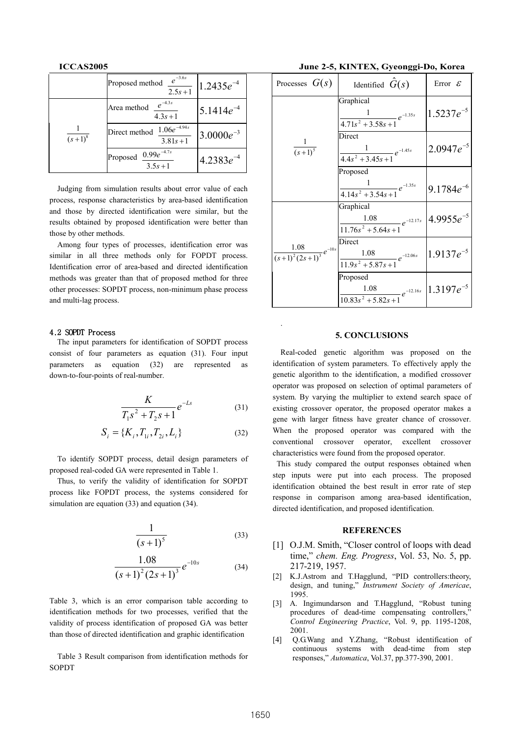| | | |
|---|---|---|
| | Proposed method $\frac{e^{-3.6s}}{2.5s+1}$ | $1.2435e^{-4}$ |
| $\frac{1}{(s+1)^8}$ | Area method $\frac{e^{-4.3s}}{4.3s+1}$ | $5.1414e^{-4}$ |
| | Direct method $\frac{1.06e^{-4.94s}}{3.81s+1}$ | $3.0000e^{-3}$ |
| | Proposed $\frac{0.99e^{-4.7s}}{3.5s+1}$ | $4.2383e^{-4}$ |

Judging from simulation results about error value of each process, response characteristics by area-based identification and those by directed identification were similar, but the results obtained by proposed identification were better than those by other methods.

Among four types of processes, identification error was similar in all three methods only for FOPDT process. Identification error of area-based and directed identification methods was greater than that of proposed method for three other processes: SOPDT process, non-minimum phase process and multi-lag process.

### 4.2 SOPDT Process

The input parameters for identification of SOPDT process consist of four parameters as equation (31). Four input parameters as equation (32) are represented as down-to-four-points of real-number.

$$\frac{K}{T_1 s^2 + T_2 s + 1} e^{-Ls} \tag{31}$$

$$S_i = \{K_i, T_{1i}, T_{2i}, L_i\} \tag{32}$$

To identify SOPDT process, detail design parameters of proposed real-coded GA were represented in Table 1.

Thus, to verify the validity of identification for SOPDT process like FOPDT process, the systems considered for simulation are equation (33) and equation (34).

$$\frac{1}{(s+1)^5} \tag{33}$$

$$\frac{1.08}{(s+1)^2(2s+1)^3} e^{-10s} \tag{34}$$

Table 3, which is an error comparison table according to identification methods for two processes, verified that the validity of process identification of proposed GA was better than those of directed identification and graphic identification

Table 3 Result comparison from identification methods for SOPDT

| Processes $G(s)$ | Identified $\hat{G}(s)$ | Error $\varepsilon$ |
|---|---|---|
| $\frac{1}{(s+1)^5}$ | Graphical $\frac{1}{4.71s^2+3.58s+1}e^{-1.35s}$ | $1.5237e^{-5}$ |
| | Direct $\frac{1}{4.4s^2+3.45s+1}e^{-1.45s}$ | $2.0947e^{-5}$ |
| | Proposed $\frac{1}{4.14s^2+3.54s+1}e^{-1.35s}$ | $9.1784e^{-6}$ |
| $\frac{1.08}{(s+1)^2(2s+1)^3}e^{-10s}$ | Graphical $\frac{1.08}{11.76s^2+5.64s+1}e^{-12.17s}$ | $4.9955e^{-5}$ |
| | Direct $\frac{1.08}{11.9s^2+5.87s+1}e^{-12.06s}$ | $1.9137e^{-5}$ |
| | Proposed $\frac{1.08}{10.83s^2+5.82s+1}e^{-12.16s}$ | $1.3197e^{-5}$ |

## 5. CONCLUSIONS

Real-coded genetic algorithm was proposed on the identification of system parameters. To effectively apply the genetic algorithm to the identification, a modified crossover operator was proposed on selection of optimal parameters of system. By varying the multiplier to extend search space of existing crossover operator, the proposed operator makes a gene with larger fitness have greater chance of crossover. When the proposed operator was compared with the conventional crossover operator, excellent crossover characteristics were found from the proposed operator.

This study compared the output responses obtained when step inputs were put into each process. The proposed identification obtained the best result in error rate of step response in comparison among area-based identification, directed identification, and proposed identification.

## REFERENCES

[1] O.J.M. Smith, "Closer control of loops with dead time," *chem. Eng. Progress*, Vol. 53, No. 5, pp. 217-219, 1957.

[2] K.J.Astrom and T.Hagglund, "PID controllers:theory, design, and tuning," *Instrument Society of Americae*, 1995.

[3] A. Ingimundarson and T.Hagglund, "Robust tuning procedures of dead-time compensating controllers," *Control Engineering Practice*, Vol. 9, pp. 1195-1208, 2001.

[4] Q.G.Wang and Y.Zhang, "Robust identification of continuous systems with dead-time from step responses," *Automatica*, Vol.37, pp.377-390, 2001.